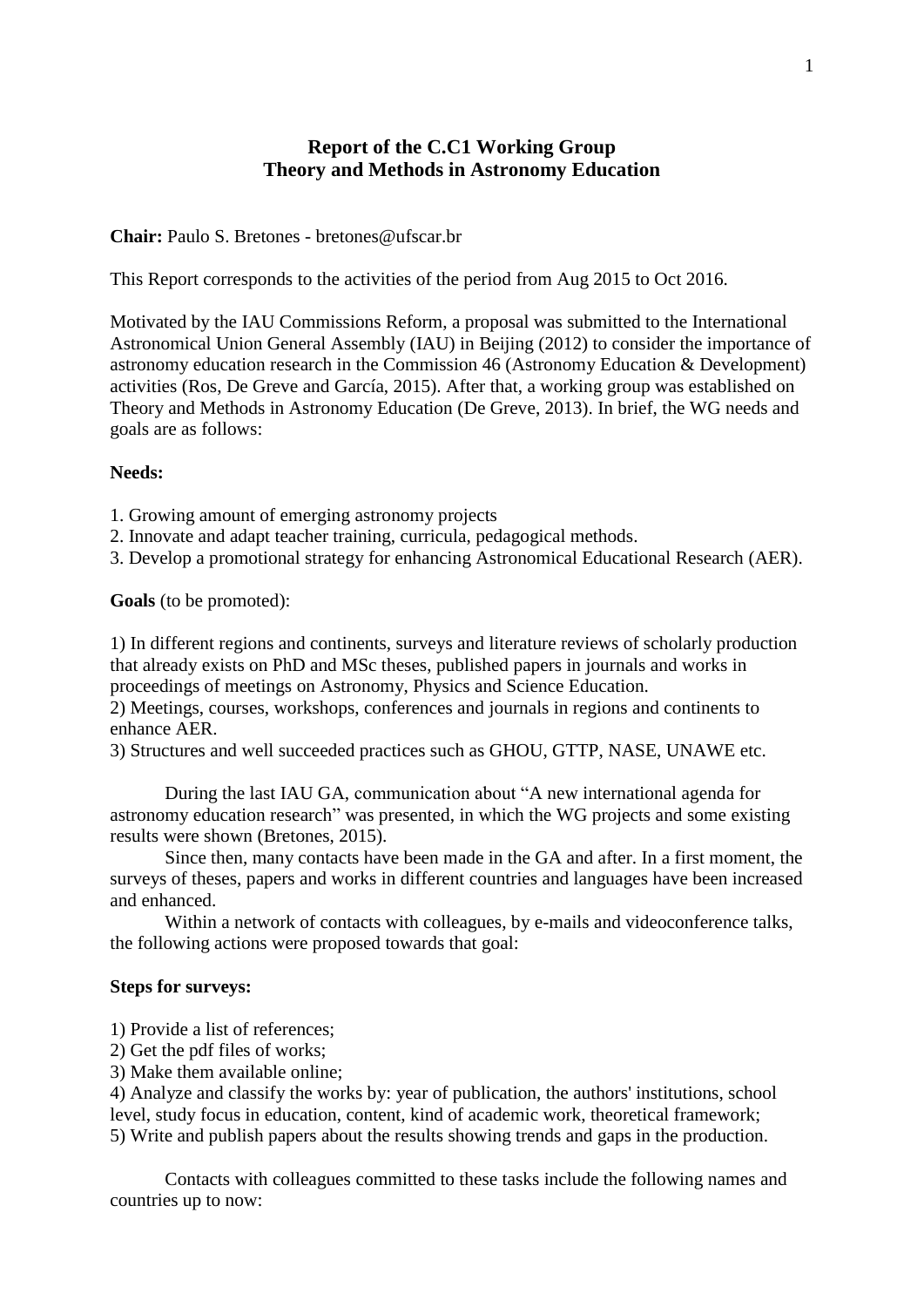# Report of the C.C1 Working Group
# Theory and Methods in Astronomy Education

**Chair:** Paulo S. Bretones - bretones@ufscar.br

This Report corresponds to the activities of the period from Aug 2015 to Oct 2016.

Motivated by the IAU Commissions Reform, a proposal was submitted to the International Astronomical Union General Assembly (IAU) in Beijing (2012) to consider the importance of astronomy education research in the Commission 46 (Astronomy Education & Development) activities (Ros, De Greve and García, 2015). After that, a working group was established on Theory and Methods in Astronomy Education (De Greve, 2013). In brief, the WG needs and goals are as follows:

**Needs:**

1. Growing amount of emerging astronomy projects
2. Innovate and adapt teacher training, curricula, pedagogical methods.
3. Develop a promotional strategy for enhancing Astronomical Educational Research (AER).

**Goals** (to be promoted):

1) In different regions and continents, surveys and literature reviews of scholarly production that already exists on PhD and MSc theses, published papers in journals and works in proceedings of meetings on Astronomy, Physics and Science Education.
2) Meetings, courses, workshops, conferences and journals in regions and continents to enhance AER.
3) Structures and well succeeded practices such as GHOU, GTTP, NASE, UNAWE etc.

During the last IAU GA, communication about "A new international agenda for astronomy education research" was presented, in which the WG projects and some existing results were shown (Bretones, 2015).

Since then, many contacts have been made in the GA and after. In a first moment, the surveys of theses, papers and works in different countries and languages have been increased and enhanced.

Within a network of contacts with colleagues, by e-mails and videoconference talks, the following actions were proposed towards that goal:

**Steps for surveys:**

1) Provide a list of references;
2) Get the pdf files of works;
3) Make them available online;
4) Analyze and classify the works by: year of publication, the authors' institutions, school level, study focus in education, content, kind of academic work, theoretical framework;
5) Write and publish papers about the results showing trends and gaps in the production.

Contacts with colleagues committed to these tasks include the following names and countries up to now: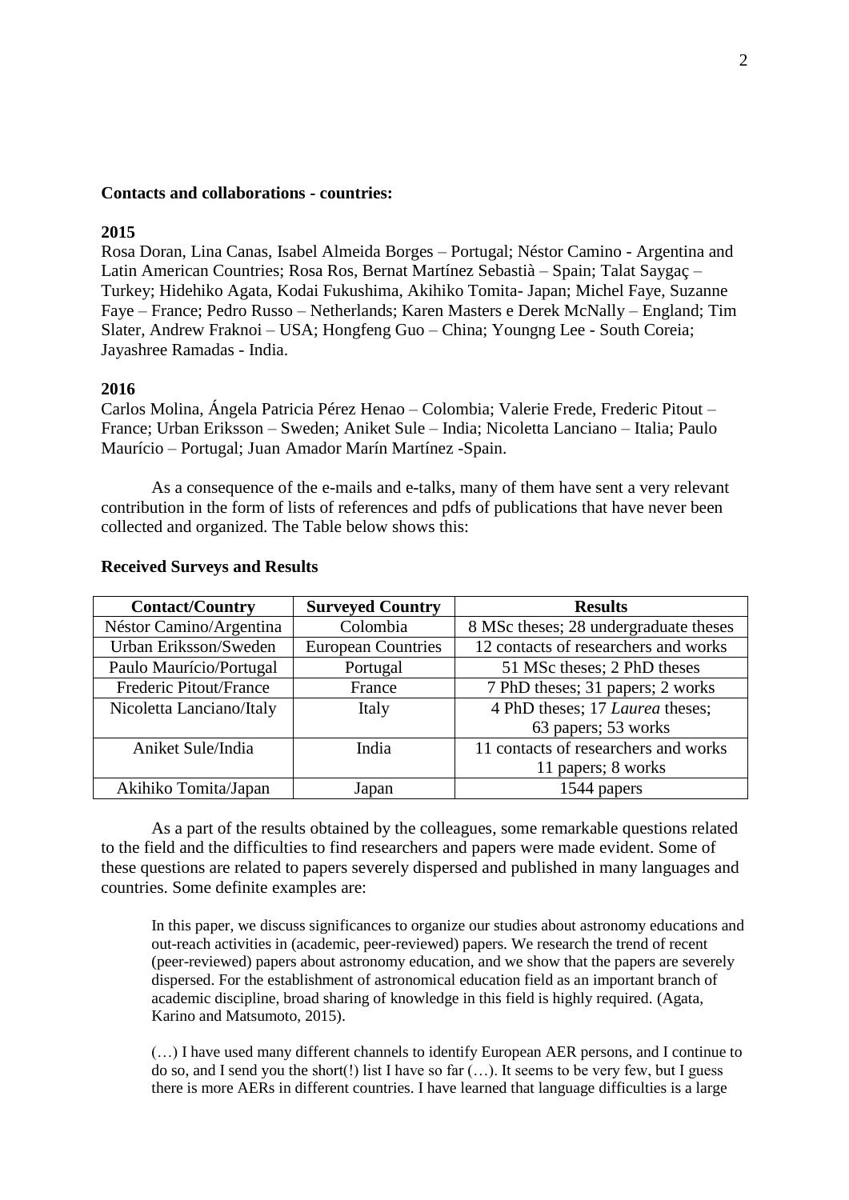**Contacts and collaborations - countries:**

**2015**

Rosa Doran, Lina Canas, Isabel Almeida Borges – Portugal; Néstor Camino - Argentina and Latin American Countries; Rosa Ros, Bernat Martínez Sebastià – Spain; Talat Saygaç – Turkey; Hidehiko Agata, Kodai Fukushima, Akihiko Tomita- Japan; Michel Faye, Suzanne Faye – France; Pedro Russo – Netherlands; Karen Masters e Derek McNally – England; Tim Slater, Andrew Fraknoi – USA; Hongfeng Guo – China; Youngng Lee - South Coreia; Jayashree Ramadas - India.

**2016**

Carlos Molina, Ángela Patricia Pérez Henao – Colombia; Valerie Frede, Frederic Pitout – France; Urban Eriksson – Sweden; Aniket Sule – India; Nicoletta Lanciano – Italia; Paulo Maurício – Portugal; Juan Amador Marín Martínez -Spain.

As a consequence of the e-mails and e-talks, many of them have sent a very relevant contribution in the form of lists of references and pdfs of publications that have never been collected and organized. The Table below shows this:

**Received Surveys and Results**

| Contact/Country | Surveyed Country | Results |
|---|---|---|
| Néstor Camino/Argentina | Colombia | 8 MSc theses; 28 undergraduate theses |
| Urban Eriksson/Sweden | European Countries | 12 contacts of researchers and works |
| Paulo Maurício/Portugal | Portugal | 51 MSc theses; 2 PhD theses |
| Frederic Pitout/France | France | 7 PhD theses; 31 papers; 2 works |
| Nicoletta Lanciano/Italy | Italy | 4 PhD theses; 17 *Laurea* theses; 63 papers; 53 works |
| Aniket Sule/India | India | 11 contacts of researchers and works 11 papers; 8 works |
| Akihiko Tomita/Japan | Japan | 1544 papers |

As a part of the results obtained by the colleagues, some remarkable questions related to the field and the difficulties to find researchers and papers were made evident. Some of these questions are related to papers severely dispersed and published in many languages and countries. Some definite examples are:

> In this paper, we discuss significances to organize our studies about astronomy educations and out-reach activities in (academic, peer-reviewed) papers. We research the trend of recent (peer-reviewed) papers about astronomy education, and we show that the papers are severely dispersed. For the establishment of astronomical education field as an important branch of academic discipline, broad sharing of knowledge in this field is highly required. (Agata, Karino and Matsumoto, 2015).

> (…) I have used many different channels to identify European AER persons, and I continue to do so, and I send you the short(!) list I have so far (…). It seems to be very few, but I guess there is more AERs in different countries. I have learned that language difficulties is a large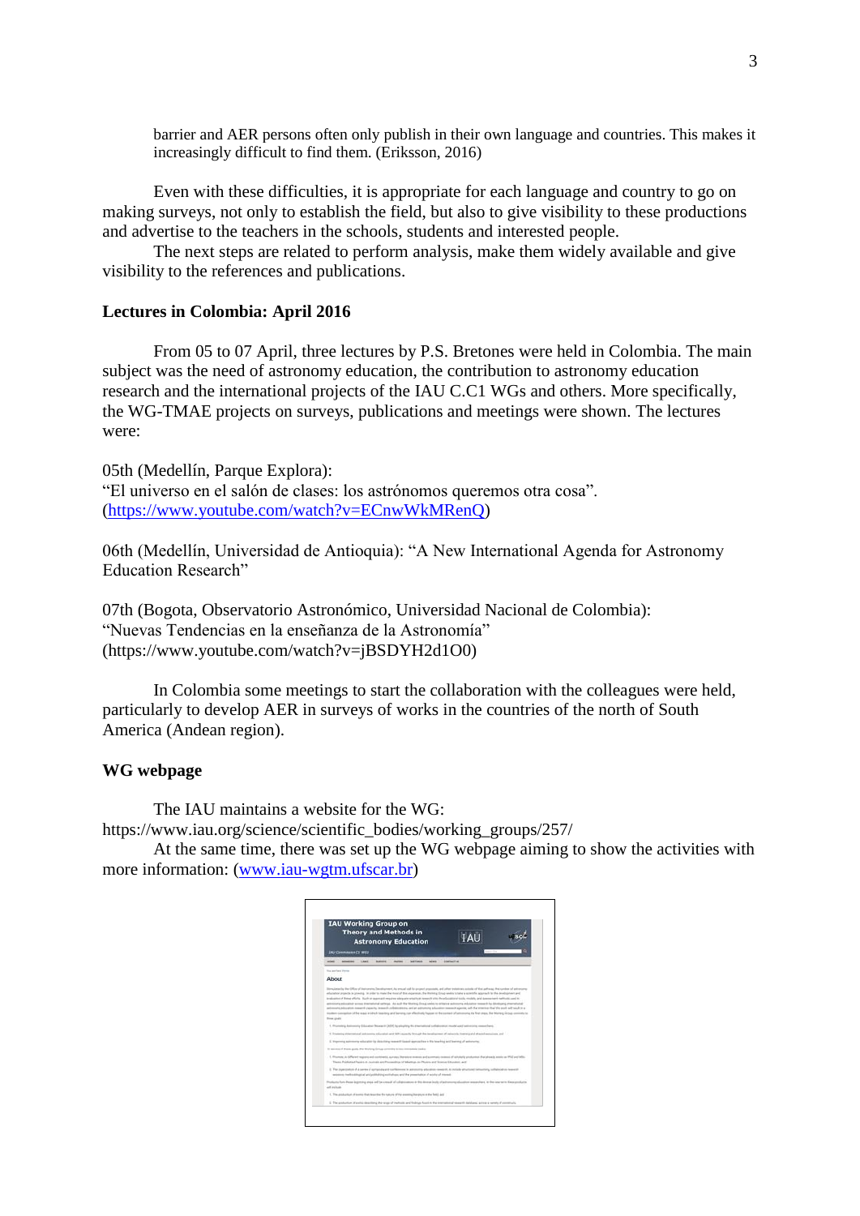barrier and AER persons often only publish in their own language and countries. This makes it increasingly difficult to find them. (Eriksson, 2016)

Even with these difficulties, it is appropriate for each language and country to go on making surveys, not only to establish the field, but also to give visibility to these productions and advertise to the teachers in the schools, students and interested people.

The next steps are related to perform analysis, make them widely available and give visibility to the references and publications.

**Lectures in Colombia: April 2016**

From 05 to 07 April, three lectures by P.S. Bretones were held in Colombia. The main subject was the need of astronomy education, the contribution to astronomy education research and the international projects of the IAU C.C1 WGs and others. More specifically, the WG-TMAE projects on surveys, publications and meetings were shown. The lectures were:

05th (Medellín, Parque Explora):
"El universo en el salón de clases: los astrónomos queremos otra cosa".
(https://www.youtube.com/watch?v=ECnwWkMRenQ)

06th (Medellín, Universidad de Antioquia): "A New International Agenda for Astronomy Education Research"

07th (Bogota, Observatorio Astronómico, Universidad Nacional de Colombia):
"Nuevas Tendencias en la enseñanza de la Astronomía"
(https://www.youtube.com/watch?v=jBSDYH2d1O0)

In Colombia some meetings to start the collaboration with the colleagues were held, particularly to develop AER in surveys of works in the countries of the north of South America (Andean region).

**WG webpage**

The IAU maintains a website for the WG:
https://www.iau.org/science/scientific_bodies/working_groups/257/

At the same time, there was set up the WG webpage aiming to show the activities with more information: (www.iau-wgtm.ufscar.br)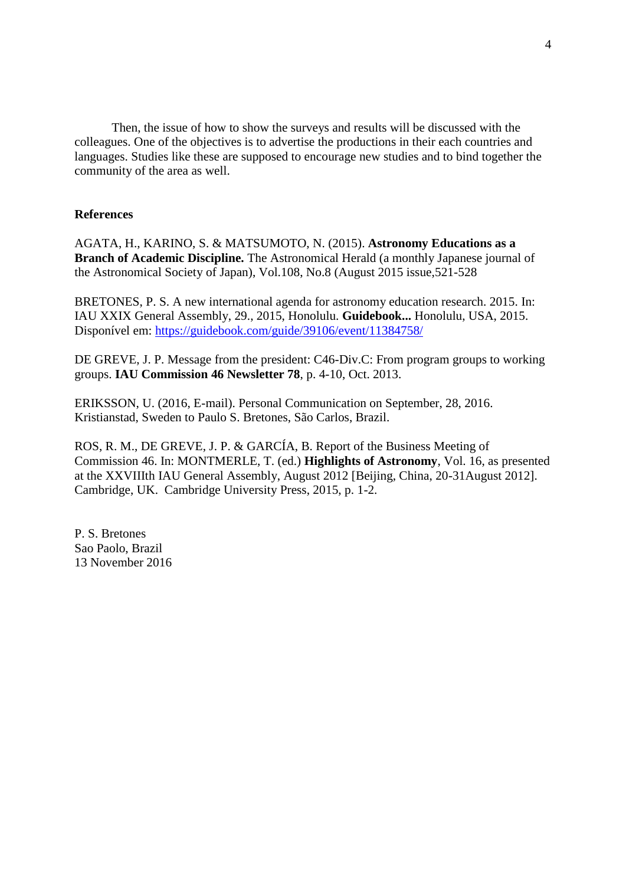Then, the issue of how to show the surveys and results will be discussed with the colleagues. One of the objectives is to advertise the productions in their each countries and languages. Studies like these are supposed to encourage new studies and to bind together the community of the area as well.

## References

AGATA, H., KARINO, S. & MATSUMOTO, N. (2015). **Astronomy Educations as a Branch of Academic Discipline.** The Astronomical Herald (a monthly Japanese journal of the Astronomical Society of Japan), Vol.108, No.8 (August 2015 issue,521-528

BRETONES, P. S. A new international agenda for astronomy education research. 2015. In: IAU XXIX General Assembly, 29., 2015, Honolulu. **Guidebook...** Honolulu, USA, 2015. Disponível em: https://guidebook.com/guide/39106/event/11384758/

DE GREVE, J. P. Message from the president: C46-Div.C: From program groups to working groups. **IAU Commission 46 Newsletter 78**, p. 4-10, Oct. 2013.

ERIKSSON, U. (2016, E-mail). Personal Communication on September, 28, 2016. Kristianstad, Sweden to Paulo S. Bretones, São Carlos, Brazil.

ROS, R. M., DE GREVE, J. P. & GARCÍA, B. Report of the Business Meeting of Commission 46. In: MONTMERLE, T. (ed.) **Highlights of Astronomy**, Vol. 16, as presented at the XXVIIIth IAU General Assembly, August 2012 [Beijing, China, 20-31August 2012]. Cambridge, UK. Cambridge University Press, 2015, p. 1-2.

P. S. Bretones  
Sao Paolo, Brazil  
13 November 2016